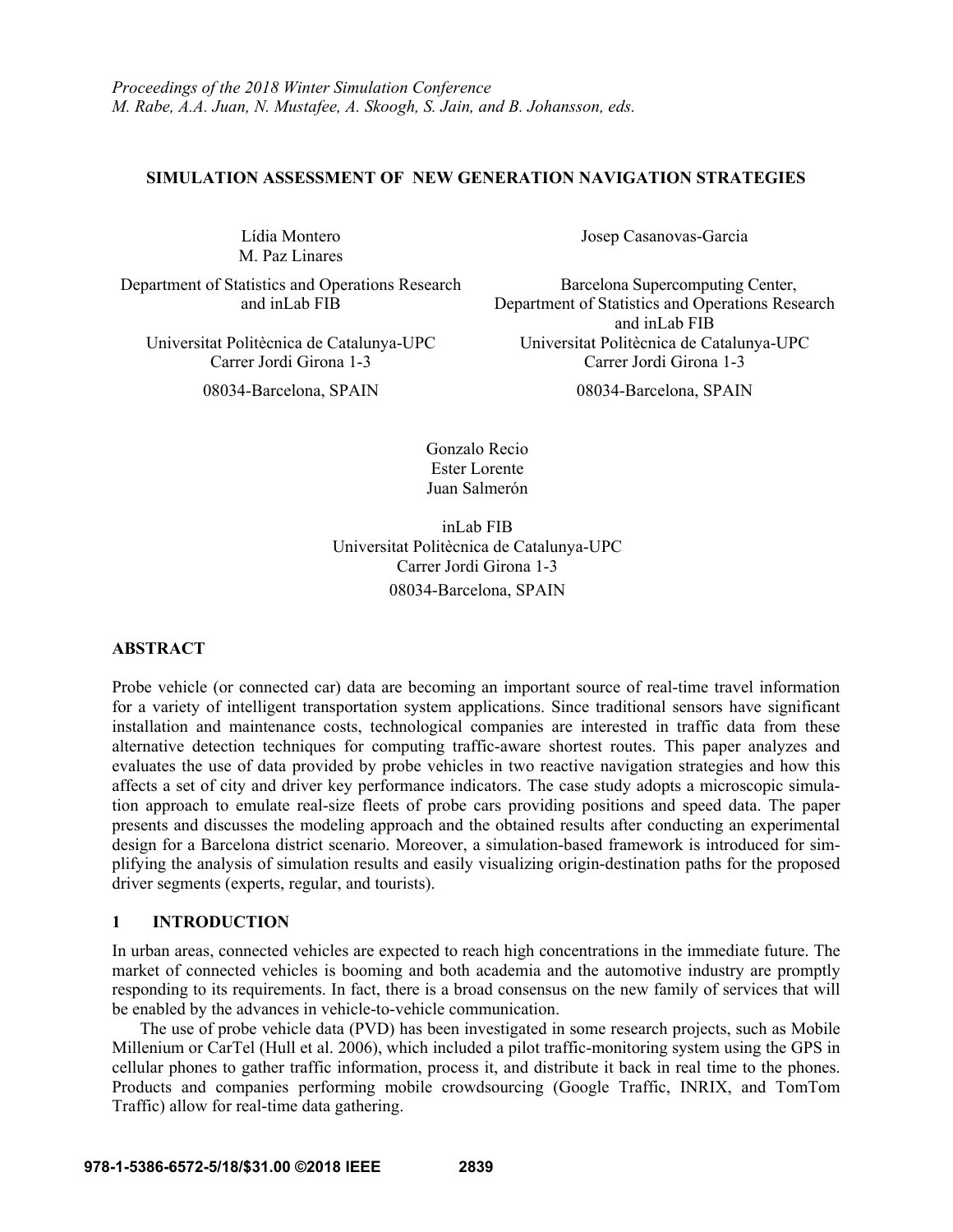*Proceedings of the 2018 Winter Simulation Conference*
*M. Rabe, A.A. Juan, N. Mustafee, A. Skoogh, S. Jain, and B. Johansson, eds.*

# SIMULATION ASSESSMENT OF NEW GENERATION NAVIGATION STRATEGIES

Lídia Montero
M. Paz Linares

Department of Statistics and Operations Research and inLab FIB

Universitat Politècnica de Catalunya-UPC
Carrer Jordi Girona 1-3

08034-Barcelona, SPAIN

Josep Casanovas-Garcia

Barcelona Supercomputing Center,
Department of Statistics and Operations Research and inLab FIB
Universitat Politècnica de Catalunya-UPC
Carrer Jordi Girona 1-3

08034-Barcelona, SPAIN

Gonzalo Recio
Ester Lorente
Juan Salmerón

inLab FIB
Universitat Politècnica de Catalunya-UPC
Carrer Jordi Girona 1-3
08034-Barcelona, SPAIN

## ABSTRACT

Probe vehicle (or connected car) data are becoming an important source of real-time travel information for a variety of intelligent transportation system applications. Since traditional sensors have significant installation and maintenance costs, technological companies are interested in traffic data from these alternative detection techniques for computing traffic-aware shortest routes. This paper analyzes and evaluates the use of data provided by probe vehicles in two reactive navigation strategies and how this affects a set of city and driver key performance indicators. The case study adopts a microscopic simulation approach to emulate real-size fleets of probe cars providing positions and speed data. The paper presents and discusses the modeling approach and the obtained results after conducting an experimental design for a Barcelona district scenario. Moreover, a simulation-based framework is introduced for simplifying the analysis of simulation results and easily visualizing origin-destination paths for the proposed driver segments (experts, regular, and tourists).

## 1 INTRODUCTION

In urban areas, connected vehicles are expected to reach high concentrations in the immediate future. The market of connected vehicles is booming and both academia and the automotive industry are promptly responding to its requirements. In fact, there is a broad consensus on the new family of services that will be enabled by the advances in vehicle-to-vehicle communication.

The use of probe vehicle data (PVD) has been investigated in some research projects, such as Mobile Millenium or CarTel (Hull et al. 2006), which included a pilot traffic-monitoring system using the GPS in cellular phones to gather traffic information, process it, and distribute it back in real time to the phones. Products and companies performing mobile crowdsourcing (Google Traffic, INRIX, and TomTom Traffic) allow for real-time data gathering.

978-1-5386-6572-5/18/$31.00 ©2018 IEEE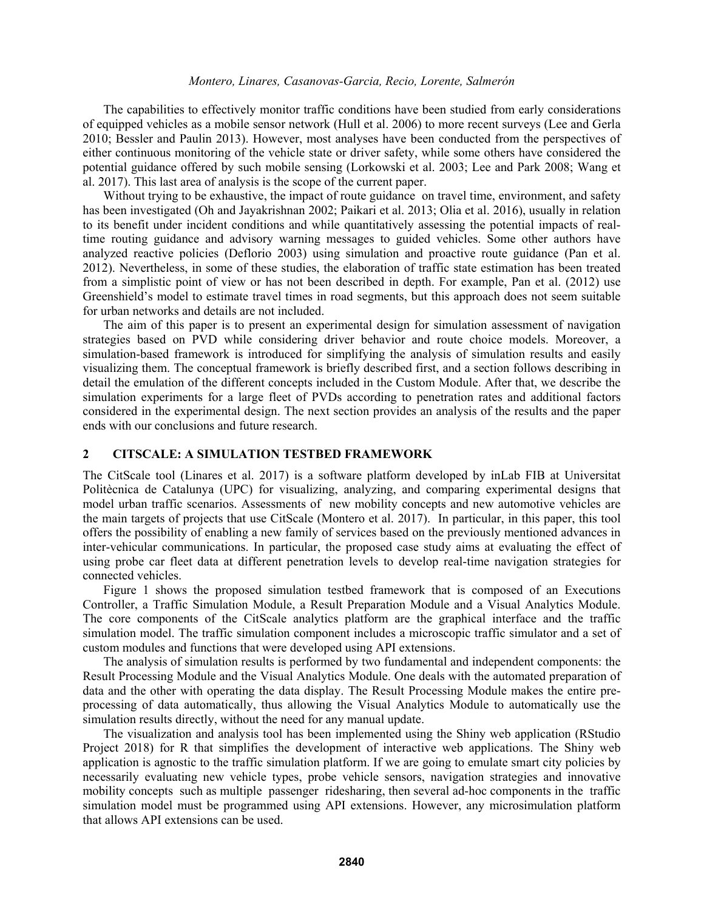The capabilities to effectively monitor traffic conditions have been studied from early considerations of equipped vehicles as a mobile sensor network (Hull et al. 2006) to more recent surveys (Lee and Gerla 2010; Bessler and Paulin 2013). However, most analyses have been conducted from the perspectives of either continuous monitoring of the vehicle state or driver safety, while some others have considered the potential guidance offered by such mobile sensing (Lorkowski et al. 2003; Lee and Park 2008; Wang et al. 2017). This last area of analysis is the scope of the current paper.

Without trying to be exhaustive, the impact of route guidance on travel time, environment, and safety has been investigated (Oh and Jayakrishnan 2002; Paikari et al. 2013; Olia et al. 2016), usually in relation to its benefit under incident conditions and while quantitatively assessing the potential impacts of real-time routing guidance and advisory warning messages to guided vehicles. Some other authors have analyzed reactive policies (Deflorio 2003) using simulation and proactive route guidance (Pan et al. 2012). Nevertheless, in some of these studies, the elaboration of traffic state estimation has been treated from a simplistic point of view or has not been described in depth. For example, Pan et al. (2012) use Greenshield's model to estimate travel times in road segments, but this approach does not seem suitable for urban networks and details are not included.

The aim of this paper is to present an experimental design for simulation assessment of navigation strategies based on PVD while considering driver behavior and route choice models. Moreover, a simulation-based framework is introduced for simplifying the analysis of simulation results and easily visualizing them. The conceptual framework is briefly described first, and a section follows describing in detail the emulation of the different concepts included in the Custom Module. After that, we describe the simulation experiments for a large fleet of PVDs according to penetration rates and additional factors considered in the experimental design. The next section provides an analysis of the results and the paper ends with our conclusions and future research.

## 2 CITSCALE: A SIMULATION TESTBED FRAMEWORK

The CitScale tool (Linares et al. 2017) is a software platform developed by inLab FIB at Universitat Politècnica de Catalunya (UPC) for visualizing, analyzing, and comparing experimental designs that model urban traffic scenarios. Assessments of new mobility concepts and new automotive vehicles are the main targets of projects that use CitScale (Montero et al. 2017). In particular, in this paper, this tool offers the possibility of enabling a new family of services based on the previously mentioned advances in inter-vehicular communications. In particular, the proposed case study aims at evaluating the effect of using probe car fleet data at different penetration levels to develop real-time navigation strategies for connected vehicles.

Figure 1 shows the proposed simulation testbed framework that is composed of an Executions Controller, a Traffic Simulation Module, a Result Preparation Module and a Visual Analytics Module. The core components of the CitScale analytics platform are the graphical interface and the traffic simulation model. The traffic simulation component includes a microscopic traffic simulator and a set of custom modules and functions that were developed using API extensions.

The analysis of simulation results is performed by two fundamental and independent components: the Result Processing Module and the Visual Analytics Module. One deals with the automated preparation of data and the other with operating the data display. The Result Processing Module makes the entire pre-processing of data automatically, thus allowing the Visual Analytics Module to automatically use the simulation results directly, without the need for any manual update.

The visualization and analysis tool has been implemented using the Shiny web application (RStudio Project 2018) for R that simplifies the development of interactive web applications. The Shiny web application is agnostic to the traffic simulation platform. If we are going to emulate smart city policies by necessarily evaluating new vehicle types, probe vehicle sensors, navigation strategies and innovative mobility concepts such as multiple passenger ridesharing, then several ad-hoc components in the traffic simulation model must be programmed using API extensions. However, any microsimulation platform that allows API extensions can be used.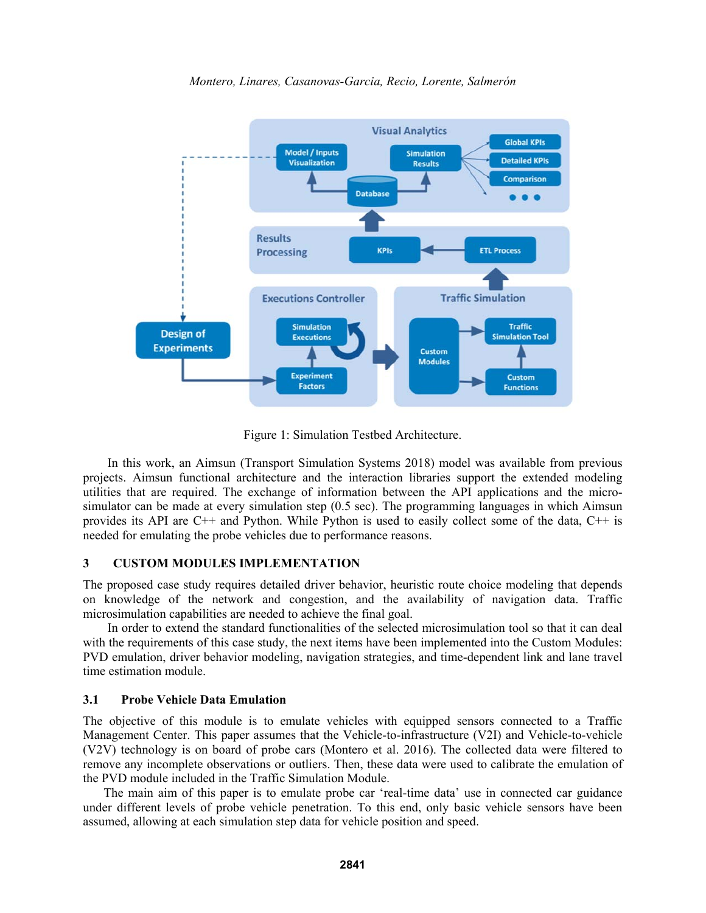Figure 1: Simulation Testbed Architecture.

In this work, an Aimsun (Transport Simulation Systems 2018) model was available from previous projects. Aimsun functional architecture and the interaction libraries support the extended modeling utilities that are required. The exchange of information between the API applications and the micro-simulator can be made at every simulation step (0.5 sec). The programming languages in which Aimsun provides its API are C++ and Python. While Python is used to easily collect some of the data, C++ is needed for emulating the probe vehicles due to performance reasons.

## 3 CUSTOM MODULES IMPLEMENTATION

The proposed case study requires detailed driver behavior, heuristic route choice modeling that depends on knowledge of the network and congestion, and the availability of navigation data. Traffic microsimulation capabilities are needed to achieve the final goal.

In order to extend the standard functionalities of the selected microsimulation tool so that it can deal with the requirements of this case study, the next items have been implemented into the Custom Modules: PVD emulation, driver behavior modeling, navigation strategies, and time-dependent link and lane travel time estimation module.

### 3.1 Probe Vehicle Data Emulation

The objective of this module is to emulate vehicles with equipped sensors connected to a Traffic Management Center. This paper assumes that the Vehicle-to-infrastructure (V2I) and Vehicle-to-vehicle (V2V) technology is on board of probe cars (Montero et al. 2016). The collected data were filtered to remove any incomplete observations or outliers. Then, these data were used to calibrate the emulation of the PVD module included in the Traffic Simulation Module.

The main aim of this paper is to emulate probe car 'real-time data' use in connected car guidance under different levels of probe vehicle penetration. To this end, only basic vehicle sensors have been assumed, allowing at each simulation step data for vehicle position and speed.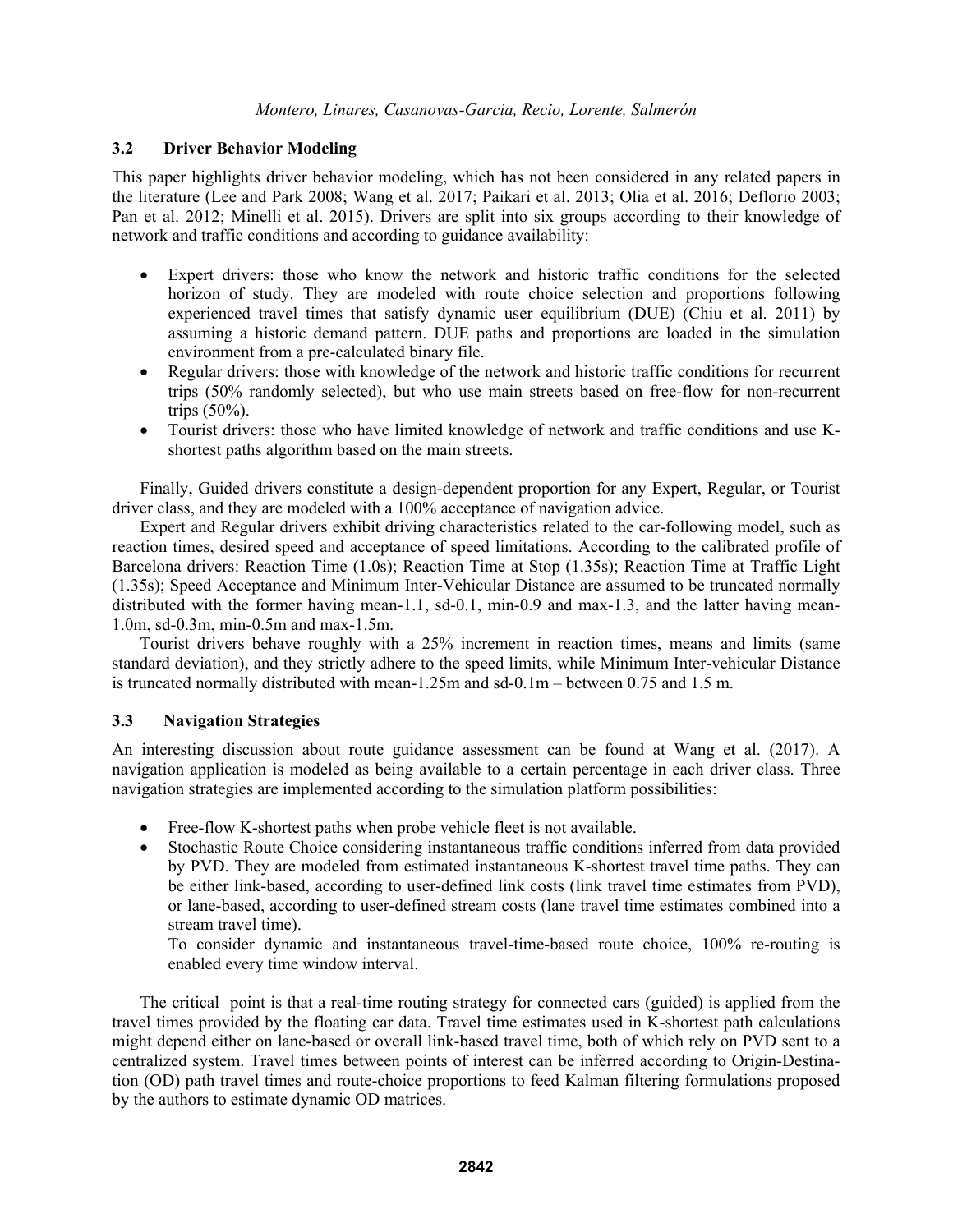### 3.2 Driver Behavior Modeling

This paper highlights driver behavior modeling, which has not been considered in any related papers in the literature (Lee and Park 2008; Wang et al. 2017; Paikari et al. 2013; Olia et al. 2016; Deflorio 2003; Pan et al. 2012; Minelli et al. 2015). Drivers are split into six groups according to their knowledge of network and traffic conditions and according to guidance availability:

- Expert drivers: those who know the network and historic traffic conditions for the selected horizon of study. They are modeled with route choice selection and proportions following experienced travel times that satisfy dynamic user equilibrium (DUE) (Chiu et al. 2011) by assuming a historic demand pattern. DUE paths and proportions are loaded in the simulation environment from a pre-calculated binary file.
- Regular drivers: those with knowledge of the network and historic traffic conditions for recurrent trips (50% randomly selected), but who use main streets based on free-flow for non-recurrent trips (50%).
- Tourist drivers: those who have limited knowledge of network and traffic conditions and use K-shortest paths algorithm based on the main streets.

Finally, Guided drivers constitute a design-dependent proportion for any Expert, Regular, or Tourist driver class, and they are modeled with a 100% acceptance of navigation advice.

Expert and Regular drivers exhibit driving characteristics related to the car-following model, such as reaction times, desired speed and acceptance of speed limitations. According to the calibrated profile of Barcelona drivers: Reaction Time (1.0s); Reaction Time at Stop (1.35s); Reaction Time at Traffic Light (1.35s); Speed Acceptance and Minimum Inter-Vehicular Distance are assumed to be truncated normally distributed with the former having mean-1.1, sd-0.1, min-0.9 and max-1.3, and the latter having mean-1.0m, sd-0.3m, min-0.5m and max-1.5m.

Tourist drivers behave roughly with a 25% increment in reaction times, means and limits (same standard deviation), and they strictly adhere to the speed limits, while Minimum Inter-vehicular Distance is truncated normally distributed with mean-1.25m and sd-0.1m – between 0.75 and 1.5 m.

### 3.3 Navigation Strategies

An interesting discussion about route guidance assessment can be found at Wang et al. (2017). A navigation application is modeled as being available to a certain percentage in each driver class. Three navigation strategies are implemented according to the simulation platform possibilities:

- Free-flow K-shortest paths when probe vehicle fleet is not available.
- Stochastic Route Choice considering instantaneous traffic conditions inferred from data provided by PVD. They are modeled from estimated instantaneous K-shortest travel time paths. They can be either link-based, according to user-defined link costs (link travel time estimates from PVD), or lane-based, according to user-defined stream costs (lane travel time estimates combined into a stream travel time).

  To consider dynamic and instantaneous travel-time-based route choice, 100% re-routing is enabled every time window interval.

The critical point is that a real-time routing strategy for connected cars (guided) is applied from the travel times provided by the floating car data. Travel time estimates used in K-shortest path calculations might depend either on lane-based or overall link-based travel time, both of which rely on PVD sent to a centralized system. Travel times between points of interest can be inferred according to Origin-Destination (OD) path travel times and route-choice proportions to feed Kalman filtering formulations proposed by the authors to estimate dynamic OD matrices.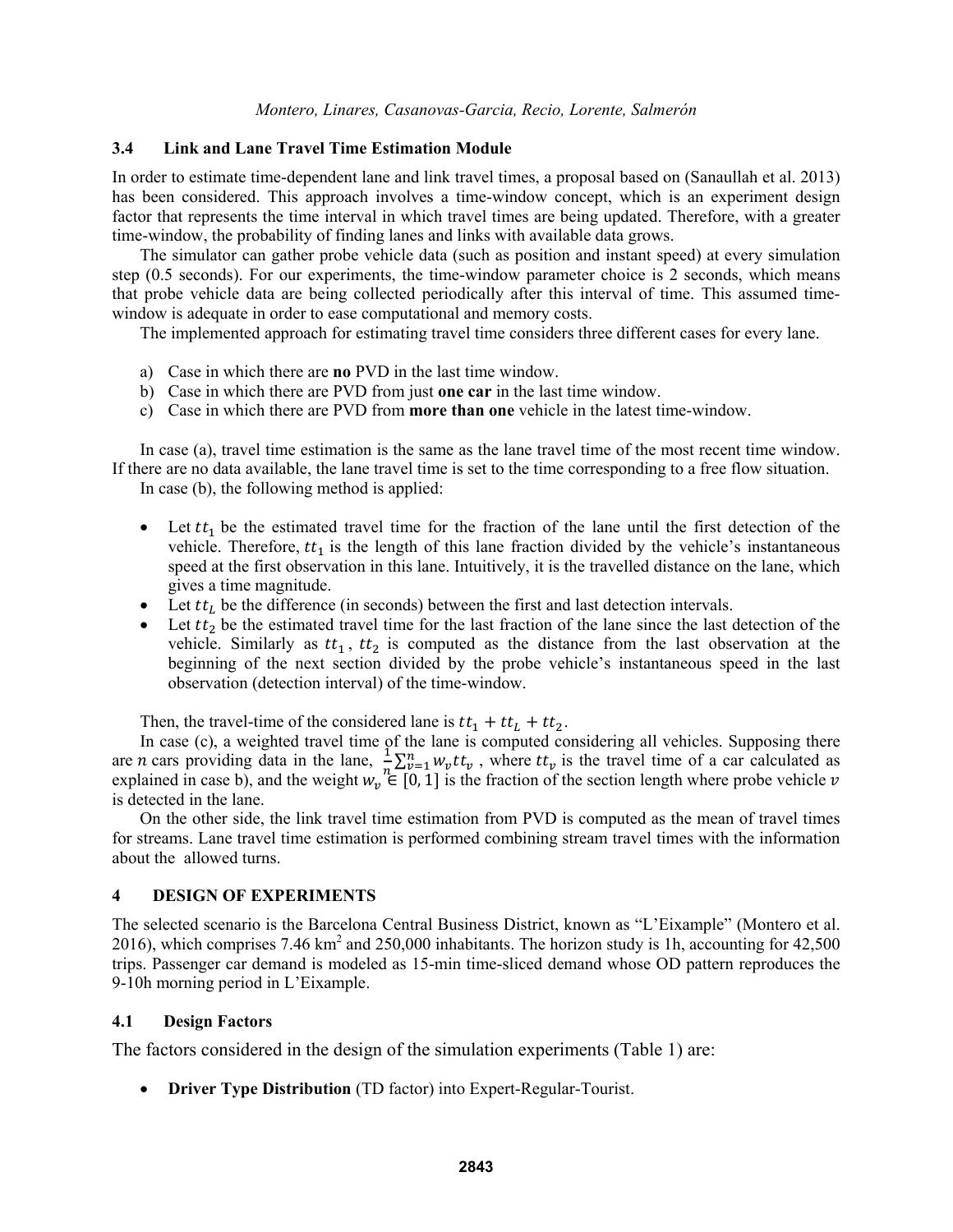### 3.4 Link and Lane Travel Time Estimation Module

In order to estimate time-dependent lane and link travel times, a proposal based on (Sanaullah et al. 2013) has been considered. This approach involves a time-window concept, which is an experiment design factor that represents the time interval in which travel times are being updated. Therefore, with a greater time-window, the probability of finding lanes and links with available data grows.

The simulator can gather probe vehicle data (such as position and instant speed) at every simulation step (0.5 seconds). For our experiments, the time-window parameter choice is 2 seconds, which means that probe vehicle data are being collected periodically after this interval of time. This assumed time-window is adequate in order to ease computational and memory costs.

The implemented approach for estimating travel time considers three different cases for every lane.

a) Case in which there are **no** PVD in the last time window.
b) Case in which there are PVD from just **one car** in the last time window.
c) Case in which there are PVD from **more than one** vehicle in the latest time-window.

In case (a), travel time estimation is the same as the lane travel time of the most recent time window. If there are no data available, the lane travel time is set to the time corresponding to a free flow situation.

In case (b), the following method is applied:

- Let $tt_1$ be the estimated travel time for the fraction of the lane until the first detection of the vehicle. Therefore, $tt_1$ is the length of this lane fraction divided by the vehicle's instantaneous speed at the first observation in this lane. Intuitively, it is the travelled distance on the lane, which gives a time magnitude.
- Let $tt_L$ be the difference (in seconds) between the first and last detection intervals.
- Let $tt_2$ be the estimated travel time for the last fraction of the lane since the last detection of the vehicle. Similarly as $tt_1$, $tt_2$ is computed as the distance from the last observation at the beginning of the next section divided by the probe vehicle's instantaneous speed in the last observation (detection interval) of the time-window.

Then, the travel-time of the considered lane is $tt_1 + tt_L + tt_2$.

In case (c), a weighted travel time of the lane is computed considering all vehicles. Supposing there are $n$ cars providing data in the lane, $\frac{1}{n}\sum_{v=1}^{n} w_v tt_v$, where $tt_v$ is the travel time of a car calculated as explained in case b), and the weight $w_v \in [0, 1]$ is the fraction of the section length where probe vehicle $v$ is detected in the lane.

On the other side, the link travel time estimation from PVD is computed as the mean of travel times for streams. Lane travel time estimation is performed combining stream travel times with the information about the allowed turns.

## 4 DESIGN OF EXPERIMENTS

The selected scenario is the Barcelona Central Business District, known as "L'Eixample" (Montero et al. 2016), which comprises 7.46 km$^2$ and 250,000 inhabitants. The horizon study is 1h, accounting for 42,500 trips. Passenger car demand is modeled as 15-min time-sliced demand whose OD pattern reproduces the 9-10h morning period in L'Eixample.

### 4.1 Design Factors

The factors considered in the design of the simulation experiments (Table 1) are:

- **Driver Type Distribution** (TD factor) into Expert-Regular-Tourist.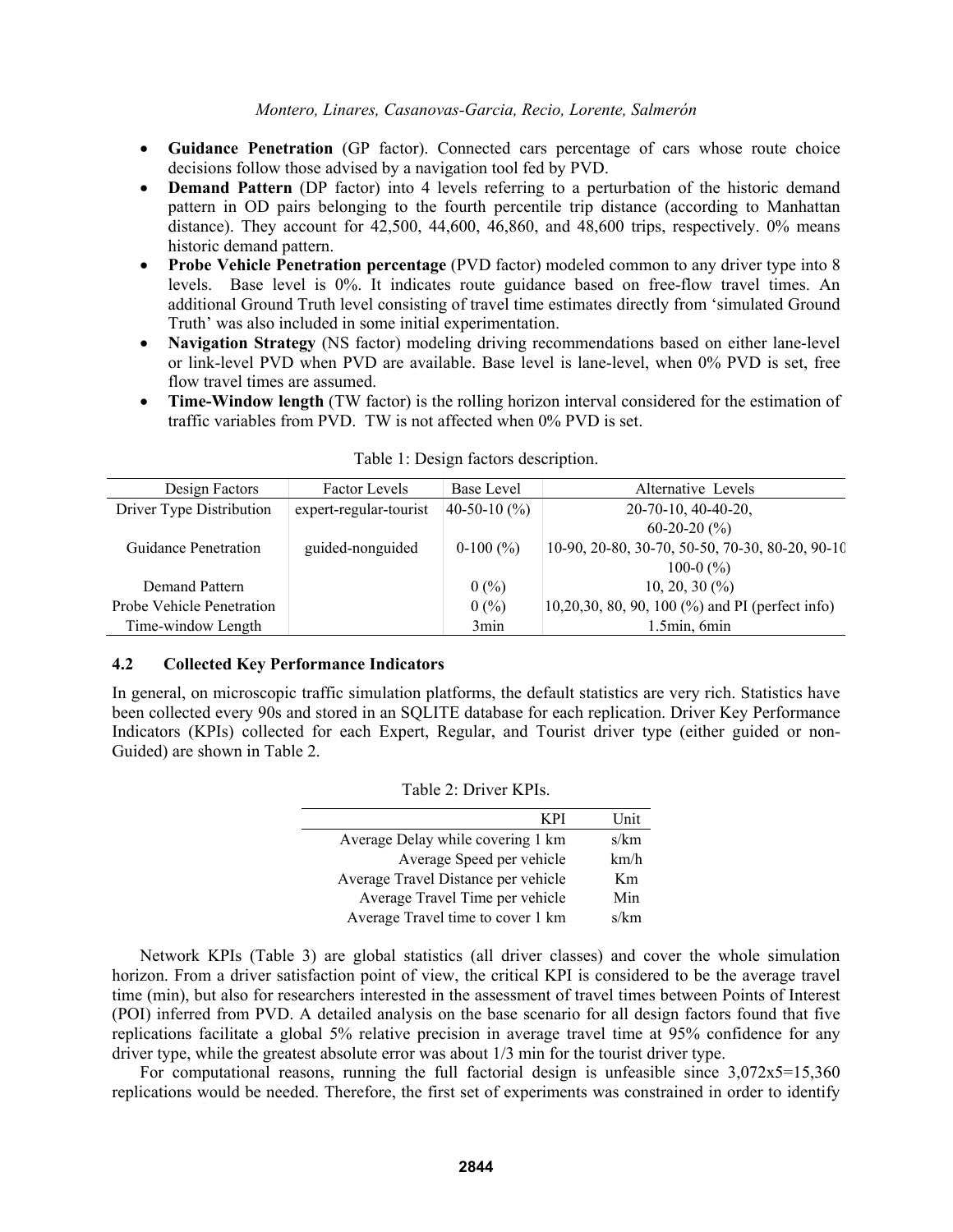- **Guidance Penetration** (GP factor). Connected cars percentage of cars whose route choice decisions follow those advised by a navigation tool fed by PVD.
- **Demand Pattern** (DP factor) into 4 levels referring to a perturbation of the historic demand pattern in OD pairs belonging to the fourth percentile trip distance (according to Manhattan distance). They account for 42,500, 44,600, 46,860, and 48,600 trips, respectively. 0% means historic demand pattern.
- **Probe Vehicle Penetration percentage** (PVD factor) modeled common to any driver type into 8 levels. Base level is 0%. It indicates route guidance based on free-flow travel times. An additional Ground Truth level consisting of travel time estimates directly from 'simulated Ground Truth' was also included in some initial experimentation.
- **Navigation Strategy** (NS factor) modeling driving recommendations based on either lane-level or link-level PVD when PVD are available. Base level is lane-level, when 0% PVD is set, free flow travel times are assumed.
- **Time-Window length** (TW factor) is the rolling horizon interval considered for the estimation of traffic variables from PVD. TW is not affected when 0% PVD is set.

Table 1: Design factors description.

| Design Factors | Factor Levels | Base Level | Alternative Levels |
|---|---|---|---|
| Driver Type Distribution | expert-regular-tourist | 40-50-10 (%) | 20-70-10, 40-40-20, 60-20-20 (%) |
| Guidance Penetration | guided-nonguided | 0-100 (%) | 10-90, 20-80, 30-70, 50-50, 70-30, 80-20, 90-10 100-0 (%) |
| Demand Pattern | | 0 (%) | 10, 20, 30 (%) |
| Probe Vehicle Penetration | | 0 (%) | 10,20,30, 80, 90, 100 (%) and PI (perfect info) |
| Time-window Length | | 3min | 1.5min, 6min |

### 4.2 Collected Key Performance Indicators

In general, on microscopic traffic simulation platforms, the default statistics are very rich. Statistics have been collected every 90s and stored in an SQLITE database for each replication. Driver Key Performance Indicators (KPIs) collected for each Expert, Regular, and Tourist driver type (either guided or non-Guided) are shown in Table 2.

Table 2: Driver KPIs.

| KPI | Unit |
|---|---|
| Average Delay while covering 1 km | s/km |
| Average Speed per vehicle | km/h |
| Average Travel Distance per vehicle | Km |
| Average Travel Time per vehicle | Min |
| Average Travel time to cover 1 km | s/km |

Network KPIs (Table 3) are global statistics (all driver classes) and cover the whole simulation horizon. From a driver satisfaction point of view, the critical KPI is considered to be the average travel time (min), but also for researchers interested in the assessment of travel times between Points of Interest (POI) inferred from PVD. A detailed analysis on the base scenario for all design factors found that five replications facilitate a global 5% relative precision in average travel time at 95% confidence for any driver type, while the greatest absolute error was about 1/3 min for the tourist driver type.

For computational reasons, running the full factorial design is unfeasible since 3,072x5=15,360 replications would be needed. Therefore, the first set of experiments was constrained in order to identify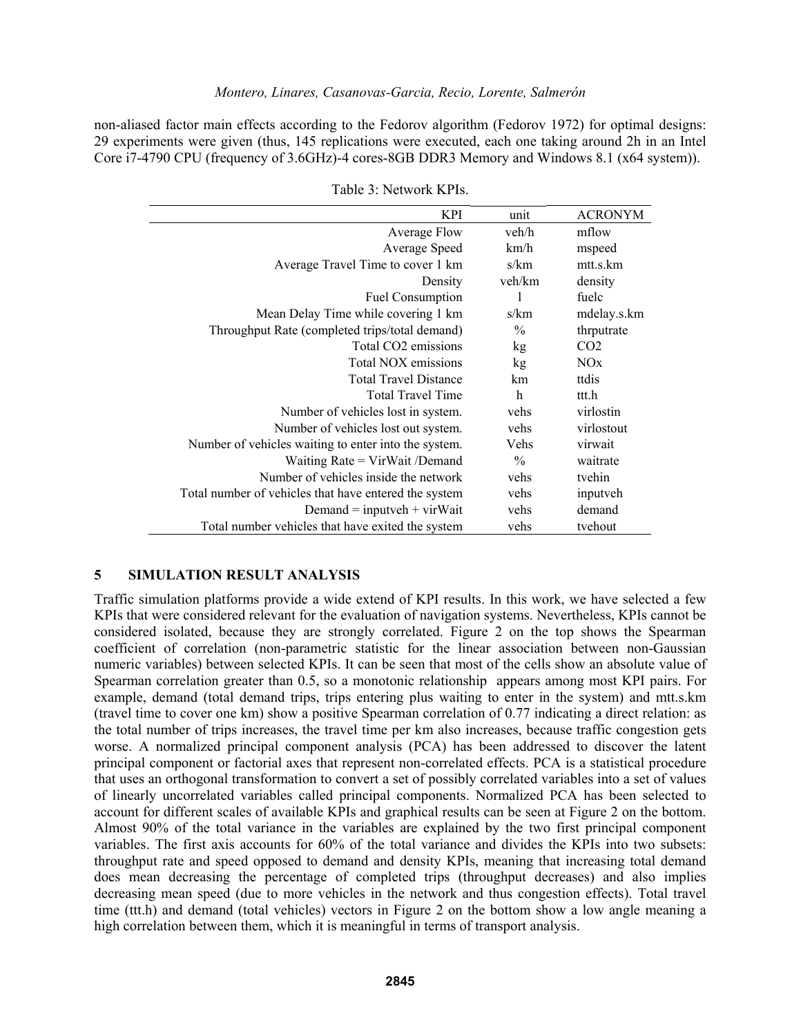non-aliased factor main effects according to the Fedorov algorithm (Fedorov 1972) for optimal designs: 29 experiments were given (thus, 145 replications were executed, each one taking around 2h in an Intel Core i7-4790 CPU (frequency of 3.6GHz)-4 cores-8GB DDR3 Memory and Windows 8.1 (x64 system)).

Table 3: Network KPIs.

| KPI | unit | ACRONYM |
|---:|:---:|:---|
| Average Flow | veh/h | mflow |
| Average Speed | km/h | mspeed |
| Average Travel Time to cover 1 km | s/km | mtt.s.km |
| Density | veh/km | density |
| Fuel Consumption | l | fuelc |
| Mean Delay Time while covering 1 km | s/km | mdelay.s.km |
| Throughput Rate (completed trips/total demand) | % | thrputrate |
| Total CO2 emissions | kg | CO2 |
| Total NOX emissions | kg | NOx |
| Total Travel Distance | km | ttdis |
| Total Travel Time | h | ttt.h |
| Number of vehicles lost in system. | vehs | virlostin |
| Number of vehicles lost out system. | vehs | virlostout |
| Number of vehicles waiting to enter into the system. | Vehs | virwait |
| Waiting Rate = VirWait /Demand | % | waitrate |
| Number of vehicles inside the network | vehs | tvehin |
| Total number of vehicles that have entered the system | vehs | inputveh |
| Demand = inputveh + virWait | vehs | demand |
| Total number vehicles that have exited the system | vehs | tvehout |

## 5 SIMULATION RESULT ANALYSIS

Traffic simulation platforms provide a wide extend of KPI results. In this work, we have selected a few KPIs that were considered relevant for the evaluation of navigation systems. Nevertheless, KPIs cannot be considered isolated, because they are strongly correlated. Figure 2 on the top shows the Spearman coefficient of correlation (non-parametric statistic for the linear association between non-Gaussian numeric variables) between selected KPIs. It can be seen that most of the cells show an absolute value of Spearman correlation greater than 0.5, so a monotonic relationship appears among most KPI pairs. For example, demand (total demand trips, trips entering plus waiting to enter in the system) and mtt.s.km (travel time to cover one km) show a positive Spearman correlation of 0.77 indicating a direct relation: as the total number of trips increases, the travel time per km also increases, because traffic congestion gets worse. A normalized principal component analysis (PCA) has been addressed to discover the latent principal component or factorial axes that represent non-correlated effects. PCA is a statistical procedure that uses an orthogonal transformation to convert a set of possibly correlated variables into a set of values of linearly uncorrelated variables called principal components. Normalized PCA has been selected to account for different scales of available KPIs and graphical results can be seen at Figure 2 on the bottom. Almost 90% of the total variance in the variables are explained by the two first principal component variables. The first axis accounts for 60% of the total variance and divides the KPIs into two subsets: throughput rate and speed opposed to demand and density KPIs, meaning that increasing total demand does mean decreasing the percentage of completed trips (throughput decreases) and also implies decreasing mean speed (due to more vehicles in the network and thus congestion effects). Total travel time (ttt.h) and demand (total vehicles) vectors in Figure 2 on the bottom show a low angle meaning a high correlation between them, which it is meaningful in terms of transport analysis.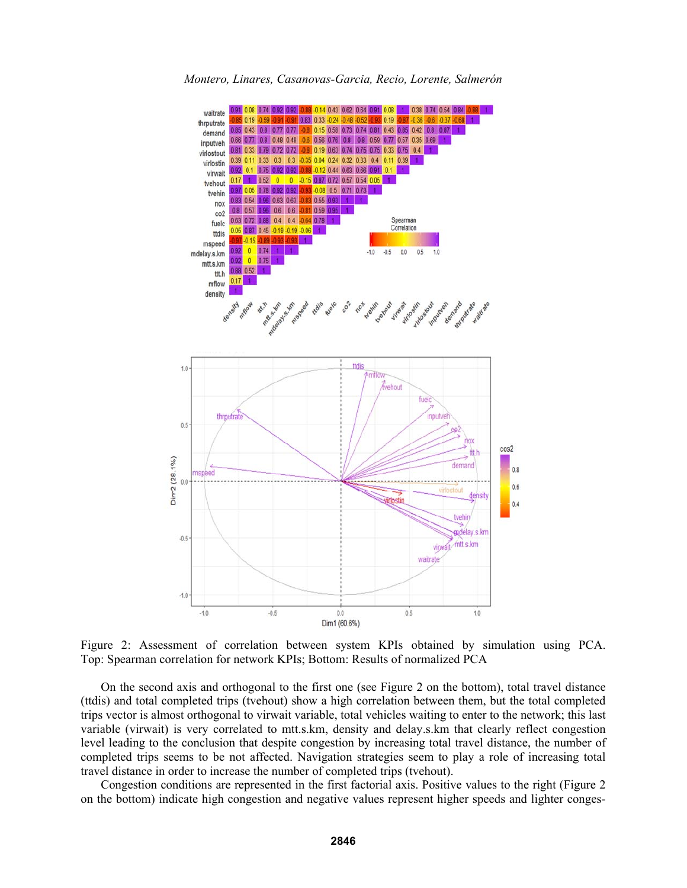Figure 2: Assessment of correlation between system KPIs obtained by simulation using PCA. Top: Spearman correlation for network KPIs; Bottom: Results of normalized PCA

On the second axis and orthogonal to the first one (see Figure 2 on the bottom), total travel distance (ttdis) and total completed trips (tvehout) show a high correlation between them, but the total completed trips vector is almost orthogonal to virwait variable, total vehicles waiting to enter to the network; this last variable (virwait) is very correlated to mtt.s.km, density and delay.s.km that clearly reflect congestion level leading to the conclusion that despite congestion by increasing total travel distance, the number of completed trips seems to be not affected. Navigation strategies seem to play a role of increasing total travel distance in order to increase the number of completed trips (tvehout).

Congestion conditions are represented in the first factorial axis. Positive values to the right (Figure 2 on the bottom) indicate high congestion and negative values represent higher speeds and lighter conges-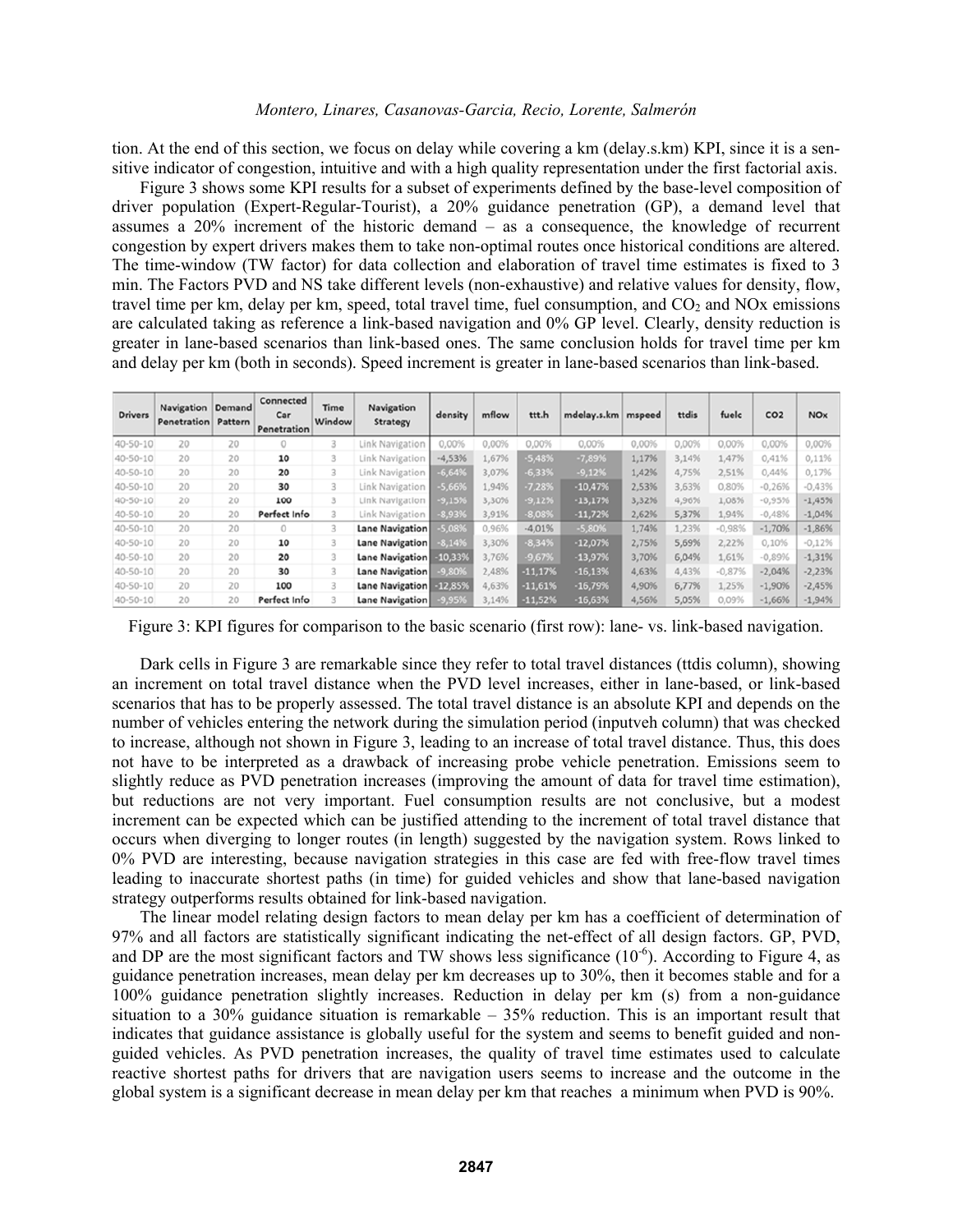tion. At the end of this section, we focus on delay while covering a km (delay.s.km) KPI, since it is a sensitive indicator of congestion, intuitive and with a high quality representation under the first factorial axis.

Figure 3 shows some KPI results for a subset of experiments defined by the base-level composition of driver population (Expert-Regular-Tourist), a 20% guidance penetration (GP), a demand level that assumes a 20% increment of the historic demand – as a consequence, the knowledge of recurrent congestion by expert drivers makes them to take non-optimal routes once historical conditions are altered. The time-window (TW factor) for data collection and elaboration of travel time estimates is fixed to 3 min. The Factors PVD and NS take different levels (non-exhaustive) and relative values for density, flow, travel time per km, delay per km, speed, total travel time, fuel consumption, and $CO_2$ and NOx emissions are calculated taking as reference a link-based navigation and 0% GP level. Clearly, density reduction is greater in lane-based scenarios than link-based ones. The same conclusion holds for travel time per km and delay per km (both in seconds). Speed increment is greater in lane-based scenarios than link-based.

| Drivers | Navigation Penetration | Demand Pattern | Connected Car Penetration | Time Window | Navigation Strategy | density | mflow | ttt.h | mdelay.s.km | mspeed | ttdis | fuelc | CO2 | NOx |
|---|---|---|---|---|---|---|---|---|---|---|---|---|---|---|
| 40-50-10 | 20 | 20 | 0 | 3 | Link Navigation | 0,00% | 0,00% | 0,00% | 0,00% | 0,00% | 0,00% | 0,00% | 0,00% | 0,00% |
| 40-50-10 | 20 | 20 | 10 | 3 | Link Navigation | -4,53% | 1,67% | -5,48% | -7,89% | 1,17% | 3,14% | 1,47% | 0,41% | 0,11% |
| 40-50-10 | 20 | 20 | 20 | 3 | Link Navigation | -6,64% | 3,07% | -6,33% | -9,12% | 1,42% | 4,75% | 2,51% | 0,44% | 0,17% |
| 40-50-10 | 20 | 20 | 30 | 3 | Link Navigation | -5,66% | 1,94% | -7,28% | -10,47% | 2,53% | 3,63% | 0,80% | -0,26% | -0,43% |
| 40-50-10 | 20 | 20 | 100 | 3 | Link Navigation | -9,15% | 3,30% | -9,12% | -13,17% | 3,32% | 4,96% | 1,08% | -0,95% | -1,45% |
| 40-50-10 | 20 | 20 | Perfect Info | 3 | Link Navigation | -8,93% | 3,91% | -8,08% | -11,72% | 2,62% | 5,37% | 1,94% | -0,48% | -1,04% |
| 40-50-10 | 20 | 20 | 0 | 3 | **Lane Navigation** | -5,08% | 0,96% | -4,01% | -5,80% | 1,74% | 1,23% | -0,98% | -1,70% | -1,86% |
| 40-50-10 | 20 | 20 | 10 | 3 | **Lane Navigation** | -8,14% | 3,30% | -8,34% | -12,07% | 2,75% | 5,69% | 2,22% | 0,10% | -0,12% |
| 40-50-10 | 20 | 20 | 20 | 3 | **Lane Navigation** | -10,33% | 3,76% | -9,67% | -13,97% | 3,70% | 6,04% | 1,61% | -0,89% | -1,31% |
| 40-50-10 | 20 | 20 | 30 | 3 | **Lane Navigation** | -9,80% | 2,48% | -11,17% | -16,13% | 4,63% | 4,43% | -0,87% | -2,04% | -2,23% |
| 40-50-10 | 20 | 20 | 100 | 3 | **Lane Navigation** | -12,85% | 4,63% | -11,61% | -16,79% | 4,90% | 6,77% | 1,25% | -1,90% | -2,45% |
| 40-50-10 | 20 | 20 | Perfect Info | 3 | **Lane Navigation** | -9,95% | 3,14% | -11,52% | -16,63% | 4,56% | 5,05% | 0,09% | -1,66% | -1,94% |

Figure 3: KPI figures for comparison to the basic scenario (first row): lane- vs. link-based navigation.

Dark cells in Figure 3 are remarkable since they refer to total travel distances (ttdis column), showing an increment on total travel distance when the PVD level increases, either in lane-based, or link-based scenarios that has to be properly assessed. The total travel distance is an absolute KPI and depends on the number of vehicles entering the network during the simulation period (inputveh column) that was checked to increase, although not shown in Figure 3, leading to an increase of total travel distance. Thus, this does not have to be interpreted as a drawback of increasing probe vehicle penetration. Emissions seem to slightly reduce as PVD penetration increases (improving the amount of data for travel time estimation), but reductions are not very important. Fuel consumption results are not conclusive, but a modest increment can be expected which can be justified attending to the increment of total travel distance that occurs when diverging to longer routes (in length) suggested by the navigation system. Rows linked to 0% PVD are interesting, because navigation strategies in this case are fed with free-flow travel times leading to inaccurate shortest paths (in time) for guided vehicles and show that lane-based navigation strategy outperforms results obtained for link-based navigation.

The linear model relating design factors to mean delay per km has a coefficient of determination of 97% and all factors are statistically significant indicating the net-effect of all design factors. GP, PVD, and DP are the most significant factors and TW shows less significance ($10^{-6}$). According to Figure 4, as guidance penetration increases, mean delay per km decreases up to 30%, then it becomes stable and for a 100% guidance penetration slightly increases. Reduction in delay per km (s) from a non-guidance situation to a 30% guidance situation is remarkable – 35% reduction. This is an important result that indicates that guidance assistance is globally useful for the system and seems to benefit guided and non-guided vehicles. As PVD penetration increases, the quality of travel time estimates used to calculate reactive shortest paths for drivers that are navigation users seems to increase and the outcome in the global system is a significant decrease in mean delay per km that reaches a minimum when PVD is 90%.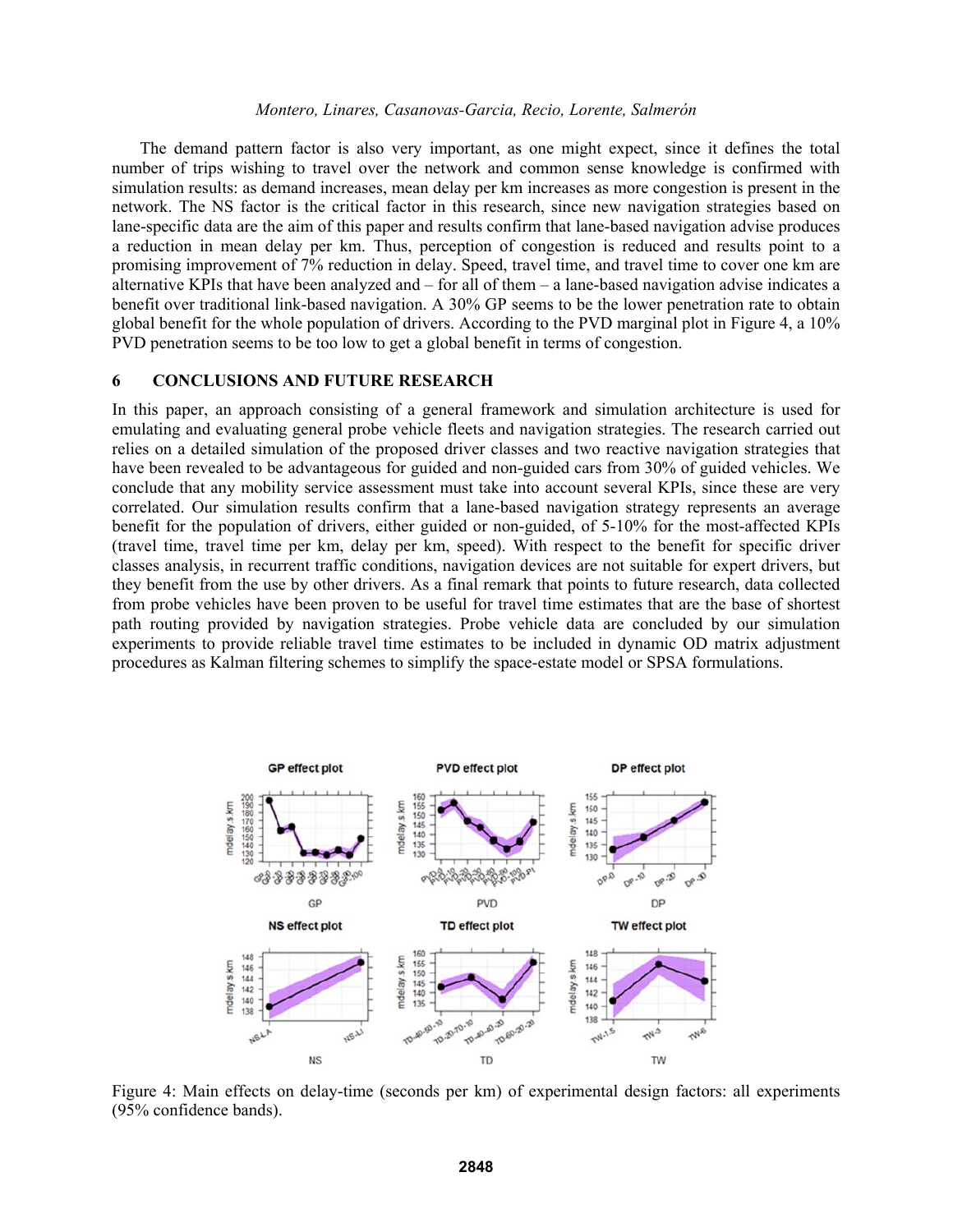The demand pattern factor is also very important, as one might expect, since it defines the total number of trips wishing to travel over the network and common sense knowledge is confirmed with simulation results: as demand increases, mean delay per km increases as more congestion is present in the network. The NS factor is the critical factor in this research, since new navigation strategies based on lane-specific data are the aim of this paper and results confirm that lane-based navigation advise produces a reduction in mean delay per km. Thus, perception of congestion is reduced and results point to a promising improvement of 7% reduction in delay. Speed, travel time, and travel time to cover one km are alternative KPIs that have been analyzed and – for all of them – a lane-based navigation advise indicates a benefit over traditional link-based navigation. A 30% GP seems to be the lower penetration rate to obtain global benefit for the whole population of drivers. According to the PVD marginal plot in Figure 4, a 10% PVD penetration seems to be too low to get a global benefit in terms of congestion.

## 6 CONCLUSIONS AND FUTURE RESEARCH

In this paper, an approach consisting of a general framework and simulation architecture is used for emulating and evaluating general probe vehicle fleets and navigation strategies. The research carried out relies on a detailed simulation of the proposed driver classes and two reactive navigation strategies that have been revealed to be advantageous for guided and non-guided cars from 30% of guided vehicles. We conclude that any mobility service assessment must take into account several KPIs, since these are very correlated. Our simulation results confirm that a lane-based navigation strategy represents an average benefit for the population of drivers, either guided or non-guided, of 5-10% for the most-affected KPIs (travel time, travel time per km, delay per km, speed). With respect to the benefit for specific driver classes analysis, in recurrent traffic conditions, navigation devices are not suitable for expert drivers, but they benefit from the use by other drivers. As a final remark that points to future research, data collected from probe vehicles have been proven to be useful for travel time estimates that are the base of shortest path routing provided by navigation strategies. Probe vehicle data are concluded by our simulation experiments to provide reliable travel time estimates to be included in dynamic OD matrix adjustment procedures as Kalman filtering schemes to simplify the space-estate model or SPSA formulations.

Figure 4: Main effects on delay-time (seconds per km) of experimental design factors: all experiments (95% confidence bands).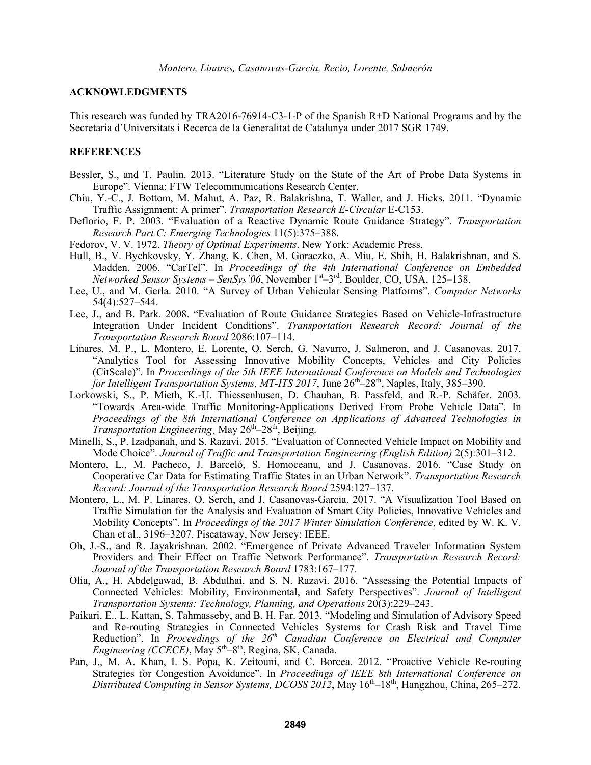## ACKNOWLEDGMENTS

This research was funded by TRA2016-76914-C3-1-P of the Spanish R+D National Programs and by the Secretaria d'Universitats i Recerca de la Generalitat de Catalunya under 2017 SGR 1749.

## REFERENCES

Bessler, S., and T. Paulin. 2013. "Literature Study on the State of the Art of Probe Data Systems in Europe". Vienna: FTW Telecommunications Research Center.

Chiu, Y.-C., J. Bottom, M. Mahut, A. Paz, R. Balakrishna, T. Waller, and J. Hicks. 2011. "Dynamic Traffic Assignment: A primer". *Transportation Research E-Circular* E-C153.

Deflorio, F. P. 2003. "Evaluation of a Reactive Dynamic Route Guidance Strategy". *Transportation Research Part C: Emerging Technologies* 11(5):375–388.

Fedorov, V. V. 1972. *Theory of Optimal Experiments*. New York: Academic Press.

Hull, B., V. Bychkovsky, Y. Zhang, K. Chen, M. Goraczko, A. Miu, E. Shih, H. Balakrishnan, and S. Madden. 2006. "CarTel". In *Proceedings of the 4th International Conference on Embedded Networked Sensor Systems – SenSys'06*, November 1st–3rd, Boulder, CO, USA, 125–138.

Lee, U., and M. Gerla. 2010. "A Survey of Urban Vehicular Sensing Platforms". *Computer Networks* 54(4):527–544.

Lee, J., and B. Park. 2008. "Evaluation of Route Guidance Strategies Based on Vehicle-Infrastructure Integration Under Incident Conditions". *Transportation Research Record: Journal of the Transportation Research Board* 2086:107–114.

Linares, M. P., L. Montero, E. Lorente, O. Serch, G. Navarro, J. Salmeron, and J. Casanovas. 2017. "Analytics Tool for Assessing Innovative Mobility Concepts, Vehicles and City Policies (CitScale)". In *Proceedings of the 5th IEEE International Conference on Models and Technologies for Intelligent Transportation Systems, MT-ITS 2017*, June 26th–28th, Naples, Italy, 385–390.

Lorkowski, S., P. Mieth, K.-U. Thiessenhusen, D. Chauhan, B. Passfeld, and R.-P. Schäfer. 2003. "Towards Area-wide Traffic Monitoring-Applications Derived From Probe Vehicle Data". In *Proceedings of the 8th International Conference on Applications of Advanced Technologies in Transportation Engineering*, May 26th–28th, Beijing.

Minelli, S., P. Izadpanah, and S. Razavi. 2015. "Evaluation of Connected Vehicle Impact on Mobility and Mode Choice". *Journal of Traffic and Transportation Engineering (English Edition)* 2(5):301–312.

Montero, L., M. Pacheco, J. Barceló, S. Homoceanu, and J. Casanovas. 2016. "Case Study on Cooperative Car Data for Estimating Traffic States in an Urban Network". *Transportation Research Record: Journal of the Transportation Research Board* 2594:127–137.

Montero, L., M. P. Linares, O. Serch, and J. Casanovas-Garcia. 2017. "A Visualization Tool Based on Traffic Simulation for the Analysis and Evaluation of Smart City Policies, Innovative Vehicles and Mobility Concepts". In *Proceedings of the 2017 Winter Simulation Conference*, edited by W. K. V. Chan et al., 3196–3207. Piscataway, New Jersey: IEEE.

Oh, J.-S., and R. Jayakrishnan. 2002. "Emergence of Private Advanced Traveler Information System Providers and Their Effect on Traffic Network Performance". *Transportation Research Record: Journal of the Transportation Research Board* 1783:167–177.

Olia, A., H. Abdelgawad, B. Abdulhai, and S. N. Razavi. 2016. "Assessing the Potential Impacts of Connected Vehicles: Mobility, Environmental, and Safety Perspectives". *Journal of Intelligent Transportation Systems: Technology, Planning, and Operations* 20(3):229–243.

Paikari, E., L. Kattan, S. Tahmasseby, and B. H. Far. 2013. "Modeling and Simulation of Advisory Speed and Re-routing Strategies in Connected Vehicles Systems for Crash Risk and Travel Time Reduction". In *Proceedings of the 26th Canadian Conference on Electrical and Computer Engineering (CCECE)*, May 5th–8th, Regina, SK, Canada.

Pan, J., M. A. Khan, I. S. Popa, K. Zeitouni, and C. Borcea. 2012. "Proactive Vehicle Re-routing Strategies for Congestion Avoidance". In *Proceedings of IEEE 8th International Conference on Distributed Computing in Sensor Systems, DCOSS 2012*, May 16th–18th, Hangzhou, China, 265–272.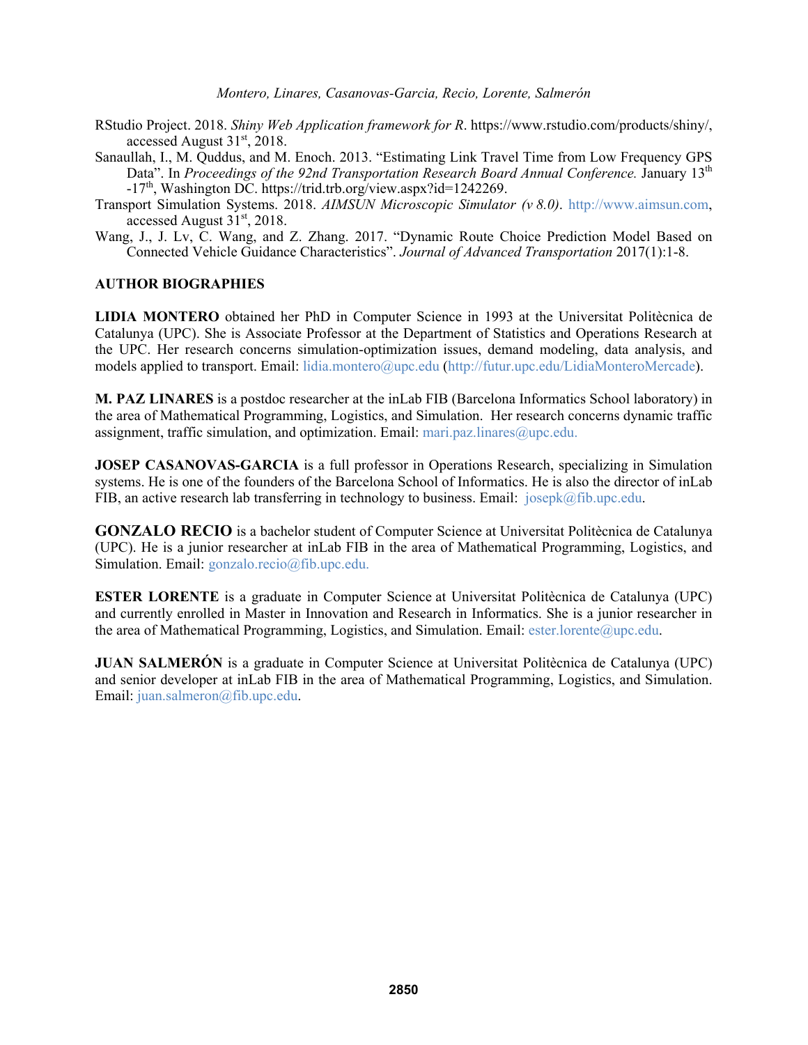RStudio Project. 2018. *Shiny Web Application framework for R*. https://www.rstudio.com/products/shiny/, accessed August 31st, 2018.

Sanaullah, I., M. Quddus, and M. Enoch. 2013. "Estimating Link Travel Time from Low Frequency GPS Data". In *Proceedings of the 92nd Transportation Research Board Annual Conference.* January 13th -17th, Washington DC. https://trid.trb.org/view.aspx?id=1242269.

Transport Simulation Systems. 2018. *AIMSUN Microscopic Simulator (v 8.0)*. http://www.aimsun.com, accessed August 31st, 2018.

Wang, J., J. Lv, C. Wang, and Z. Zhang. 2017. "Dynamic Route Choice Prediction Model Based on Connected Vehicle Guidance Characteristics". *Journal of Advanced Transportation* 2017(1):1-8.

## AUTHOR BIOGRAPHIES

**LIDIA MONTERO** obtained her PhD in Computer Science in 1993 at the Universitat Politècnica de Catalunya (UPC). She is Associate Professor at the Department of Statistics and Operations Research at the UPC. Her research concerns simulation-optimization issues, demand modeling, data analysis, and models applied to transport. Email: lidia.montero@upc.edu (http://futur.upc.edu/LidiaMonteroMercade).

**M. PAZ LINARES** is a postdoc researcher at the inLab FIB (Barcelona Informatics School laboratory) in the area of Mathematical Programming, Logistics, and Simulation. Her research concerns dynamic traffic assignment, traffic simulation, and optimization. Email: mari.paz.linares@upc.edu.

**JOSEP CASANOVAS-GARCIA** is a full professor in Operations Research, specializing in Simulation systems. He is one of the founders of the Barcelona School of Informatics. He is also the director of inLab FIB, an active research lab transferring in technology to business. Email: josepk@fib.upc.edu.

**GONZALO RECIO** is a bachelor student of Computer Science at Universitat Politècnica de Catalunya (UPC). He is a junior researcher at inLab FIB in the area of Mathematical Programming, Logistics, and Simulation. Email: gonzalo.recio@fib.upc.edu.

**ESTER LORENTE** is a graduate in Computer Science at Universitat Politècnica de Catalunya (UPC) and currently enrolled in Master in Innovation and Research in Informatics. She is a junior researcher in the area of Mathematical Programming, Logistics, and Simulation. Email: ester.lorente@upc.edu.

**JUAN SALMERÓN** is a graduate in Computer Science at Universitat Politècnica de Catalunya (UPC) and senior developer at inLab FIB in the area of Mathematical Programming, Logistics, and Simulation. Email: juan.salmeron@fib.upc.edu.